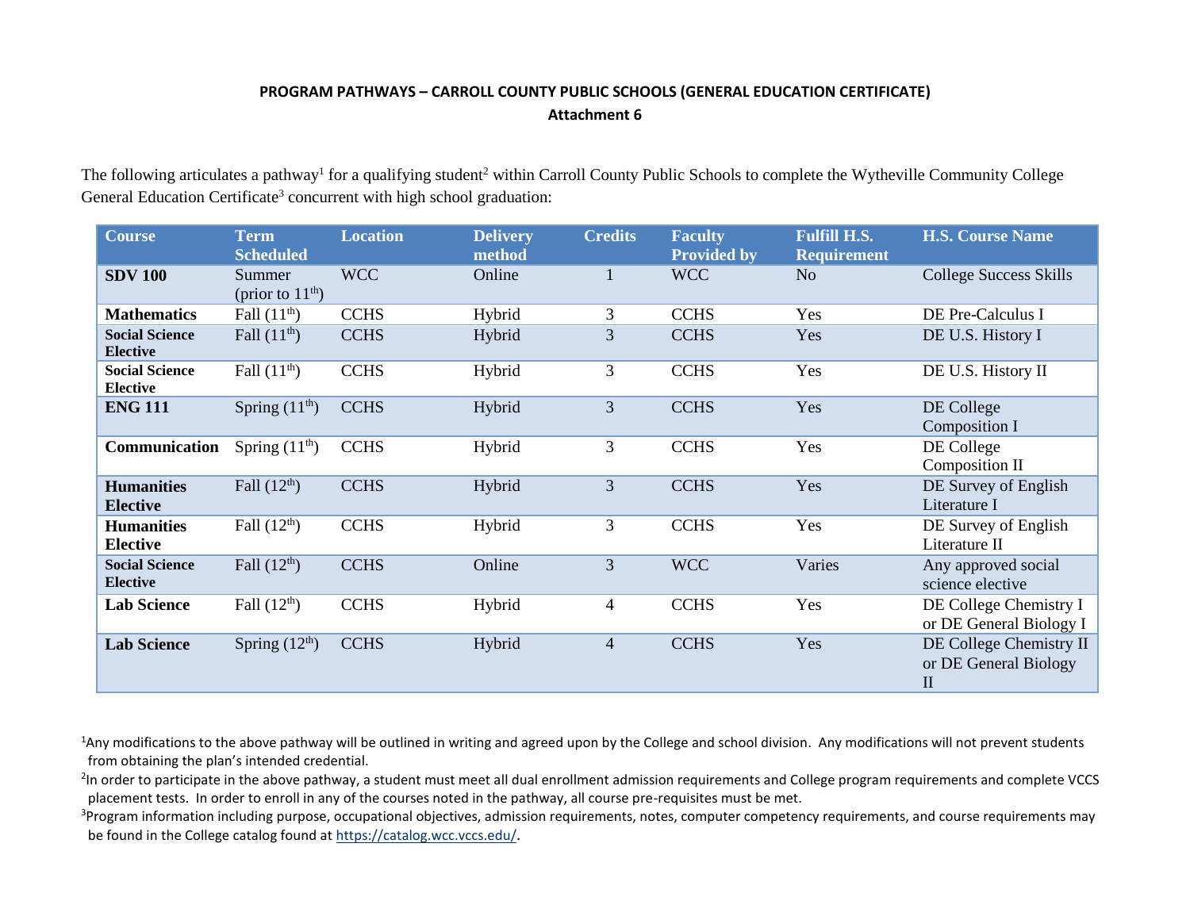**PROGRAM PATHWAYS – CARROLL COUNTY PUBLIC SCHOOLS (GENERAL EDUCATION CERTIFICATE)**
**Attachment 6**

The following articulates a pathway[1] for a qualifying student[2] within Carroll County Public Schools to complete the Wytheville Community College General Education Certificate[3] concurrent with high school graduation:

| Course | Term Scheduled | Location | Delivery method | Credits | Faculty Provided by | Fulfill H.S. Requirement | H.S. Course Name |
|---|---|---|---|---|---|---|---|
| **SDV 100** | Summer (prior to 11th) | WCC | Online | 1 | WCC | No | College Success Skills |
| **Mathematics** | Fall (11th) | CCHS | Hybrid | 3 | CCHS | Yes | DE Pre-Calculus I |
| **Social Science Elective** | Fall (11th) | CCHS | Hybrid | 3 | CCHS | Yes | DE U.S. History I |
| **Social Science Elective** | Fall (11th) | CCHS | Hybrid | 3 | CCHS | Yes | DE U.S. History II |
| **ENG 111** | Spring (11th) | CCHS | Hybrid | 3 | CCHS | Yes | DE College Composition I |
| **Communication** | Spring (11th) | CCHS | Hybrid | 3 | CCHS | Yes | DE College Composition II |
| **Humanities Elective** | Fall (12th) | CCHS | Hybrid | 3 | CCHS | Yes | DE Survey of English Literature I |
| **Humanities Elective** | Fall (12th) | CCHS | Hybrid | 3 | CCHS | Yes | DE Survey of English Literature II |
| **Social Science Elective** | Fall (12th) | CCHS | Online | 3 | WCC | Varies | Any approved social science elective |
| **Lab Science** | Fall (12th) | CCHS | Hybrid | 4 | CCHS | Yes | DE College Chemistry I or DE General Biology I |
| **Lab Science** | Spring (12th) | CCHS | Hybrid | 4 | CCHS | Yes | DE College Chemistry II or DE General Biology II |

[1]Any modifications to the above pathway will be outlined in writing and agreed upon by the College and school division. Any modifications will not prevent students from obtaining the plan's intended credential.

[2]In order to participate in the above pathway, a student must meet all dual enrollment admission requirements and College program requirements and complete VCCS placement tests. In order to enroll in any of the courses noted in the pathway, all course pre-requisites must be met.

[3]Program information including purpose, occupational objectives, admission requirements, notes, computer competency requirements, and course requirements may be found in the College catalog found at https://catalog.wcc.vccs.edu/.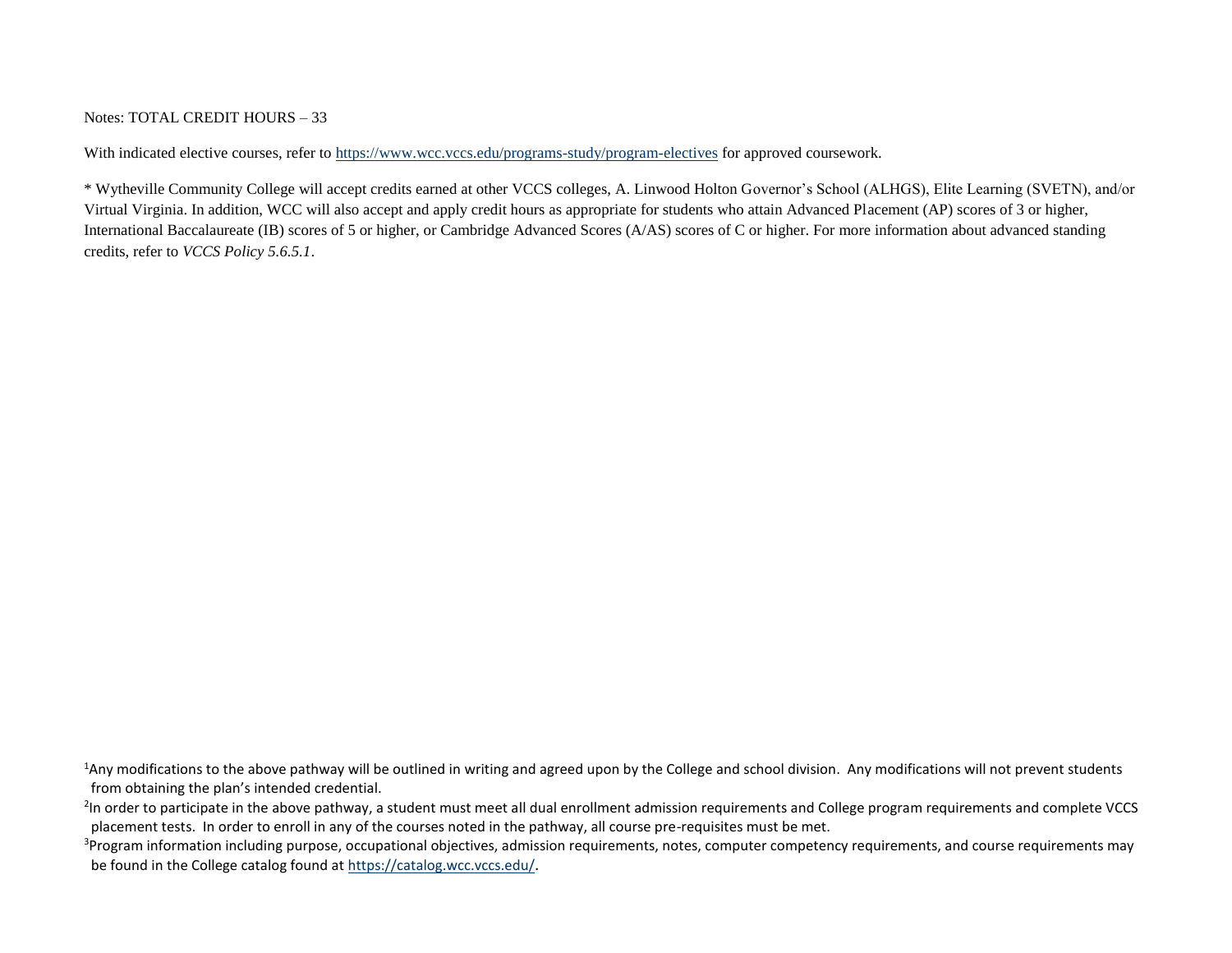Notes: TOTAL CREDIT HOURS – 33

With indicated elective courses, refer to https://www.wcc.vccs.edu/programs-study/program-electives for approved coursework.

* Wytheville Community College will accept credits earned at other VCCS colleges, A. Linwood Holton Governor's School (ALHGS), Elite Learning (SVETN), and/or Virtual Virginia. In addition, WCC will also accept and apply credit hours as appropriate for students who attain Advanced Placement (AP) scores of 3 or higher, International Baccalaureate (IB) scores of 5 or higher, or Cambridge Advanced Scores (A/AS) scores of C or higher. For more information about advanced standing credits, refer to *VCCS Policy 5.6.5.1*.

[1]Any modifications to the above pathway will be outlined in writing and agreed upon by the College and school division. Any modifications will not prevent students from obtaining the plan's intended credential.

[2]In order to participate in the above pathway, a student must meet all dual enrollment admission requirements and College program requirements and complete VCCS placement tests. In order to enroll in any of the courses noted in the pathway, all course pre-requisites must be met.

[3]Program information including purpose, occupational objectives, admission requirements, notes, computer competency requirements, and course requirements may be found in the College catalog found at https://catalog.wcc.vccs.edu/.